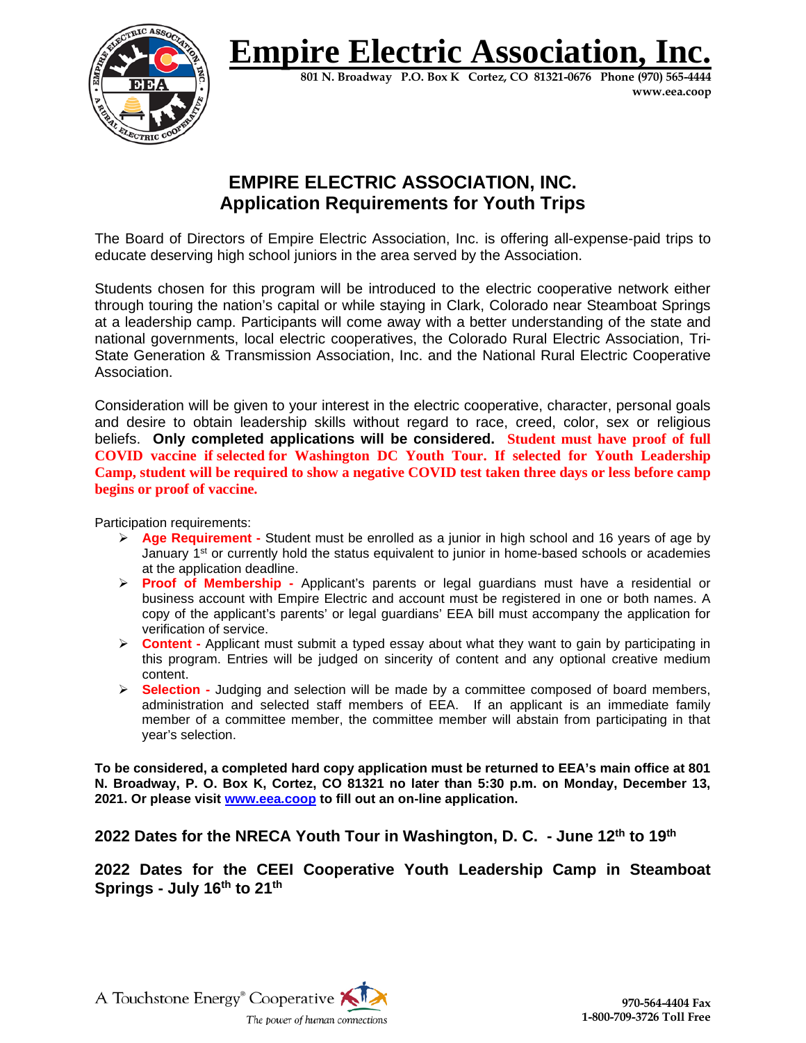# Empire Electric Association, Inc.

**801 N. Broadway P.O. Box K Cortez, CO 81321-0676 Phone (970) 565-4444**
**www.eea.coop**

## EMPIRE ELECTRIC ASSOCIATION, INC.
## Application Requirements for Youth Trips

The Board of Directors of Empire Electric Association, Inc. is offering all-expense-paid trips to educate deserving high school juniors in the area served by the Association.

Students chosen for this program will be introduced to the electric cooperative network either through touring the nation's capital or while staying in Clark, Colorado near Steamboat Springs at a leadership camp. Participants will come away with a better understanding of the state and national governments, local electric cooperatives, the Colorado Rural Electric Association, Tri-State Generation & Transmission Association, Inc. and the National Rural Electric Cooperative Association.

Consideration will be given to your interest in the electric cooperative, character, personal goals and desire to obtain leadership skills without regard to race, creed, color, sex or religious beliefs. **Only completed applications will be considered.** **Student must have proof of full COVID vaccine if selected for Washington DC Youth Tour. If selected for Youth Leadership Camp, student will be required to show a negative COVID test taken three days or less before camp begins or proof of vaccine.**

Participation requirements:

- **Age Requirement -** Student must be enrolled as a junior in high school and 16 years of age by January 1st or currently hold the status equivalent to junior in home-based schools or academies at the application deadline.
- **Proof of Membership -** Applicant's parents or legal guardians must have a residential or business account with Empire Electric and account must be registered in one or both names. A copy of the applicant's parents' or legal guardians' EEA bill must accompany the application for verification of service.
- **Content -** Applicant must submit a typed essay about what they want to gain by participating in this program. Entries will be judged on sincerity of content and any optional creative medium content.
- **Selection -** Judging and selection will be made by a committee composed of board members, administration and selected staff members of EEA. If an applicant is an immediate family member of a committee member, the committee member will abstain from participating in that year's selection.

**To be considered, a completed hard copy application must be returned to EEA's main office at 801 N. Broadway, P. O. Box K, Cortez, CO 81321 no later than 5:30 p.m. on Monday, December 13, 2021. Or please visit [www.eea.coop](http://www.eea.coop) to fill out an on-line application.**

### 2022 Dates for the NRECA Youth Tour in Washington, D. C. - June 12th to 19th

### 2022 Dates for the CEEI Cooperative Youth Leadership Camp in Steamboat Springs - July 16th to 21st

A Touchstone Energy® Cooperative
*The power of human connections*

**970-564-4404 Fax**
**1-800-709-3726 Toll Free**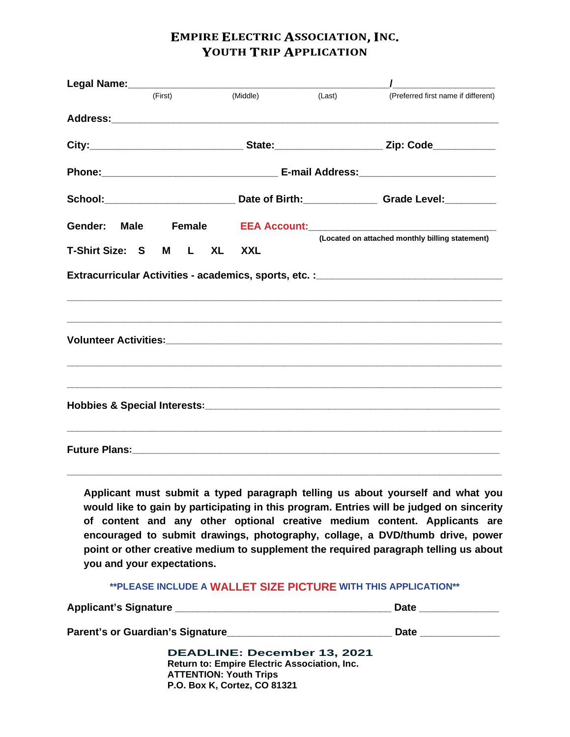# EMPIRE ELECTRIC ASSOCIATION, INC.
# YOUTH TRIP APPLICATION

**Legal Name:**_______________________________________________/________________

(First) (Middle) (Last) (Preferred first name if different)

**Address:**__________________________________________________________________

**City:**_____________________________ **State:**___________________ **Zip: Code**___________

**Phone:**_________________________________ **E-mail Address:**_________________________

**School:**________________________ **Date of Birth:**_____________ **Grade Level:**_________

**Gender:** **Male** **Female** **EEA Account:**____________________________________

**(Located on attached monthly billing statement)**

**T-Shirt Size:** **S** **M** **L** **XL** **XXL**

**Extracurricular Activities - academics, sports, etc. :**________________________________

______________________________________________________________________________

______________________________________________________________________________

**Volunteer Activities:**_______________________________________________________________

______________________________________________________________________________

______________________________________________________________________________

**Hobbies & Special Interests:**_________________________________________________________

______________________________________________________________________________

**Future Plans:**_____________________________________________________________________

______________________________________________________________________________

**Applicant must submit a typed paragraph telling us about yourself and what you would like to gain by participating in this program. Entries will be judged on sincerity of content and any other optional creative medium content. Applicants are encouraged to submit drawings, photography, collage, a DVD/thumb drive, power point or other creative medium to supplement the required paragraph telling us about you and your expectations.**

**\*\*PLEASE INCLUDE A WALLET SIZE PICTURE WITH THIS APPLICATION\*\***

**Applicant's Signature** ________________________________________ **Date** ______________

**Parent's or Guardian's Signature**_____________________________ **Date** ______________

**DEADLINE: December 13, 2021**
**Return to: Empire Electric Association, Inc.**
**ATTENTION: Youth Trips**
**P.O. Box K, Cortez, CO 81321**